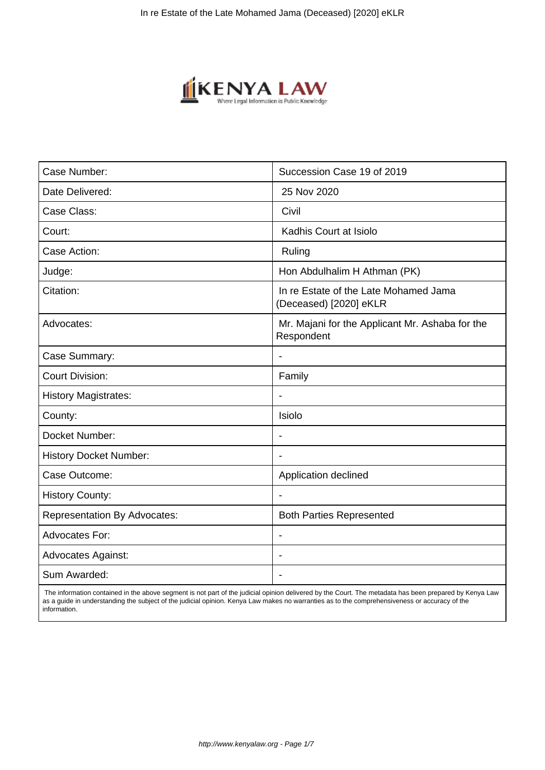| Case Number: | Succession Case 19 of 2019 |
| --- | --- |
| Date Delivered: | 25 Nov 2020 |
| Case Class: | Civil |
| Court: | Kadhis Court at Isiolo |
| Case Action: | Ruling |
| Judge: | Hon Abdulhalim H Athman (PK) |
| Citation: | In re Estate of the Late Mohamed Jama (Deceased) [2020] eKLR |
| Advocates: | Mr. Majani for the Applicant Mr. Ashaba for the Respondent |
| Case Summary: | - |
| Court Division: | Family |
| History Magistrates: | - |
| County: | Isiolo |
| Docket Number: | - |
| History Docket Number: | - |
| Case Outcome: | Application declined |
| History County: | - |
| Representation By Advocates: | Both Parties Represented |
| Advocates For: | - |
| Advocates Against: | - |
| Sum Awarded: | - |

The information contained in the above segment is not part of the judicial opinion delivered by the Court. The metadata has been prepared by Kenya Law as a guide in understanding the subject of the judicial opinion. Kenya Law makes no warranties as to the comprehensiveness or accuracy of the information.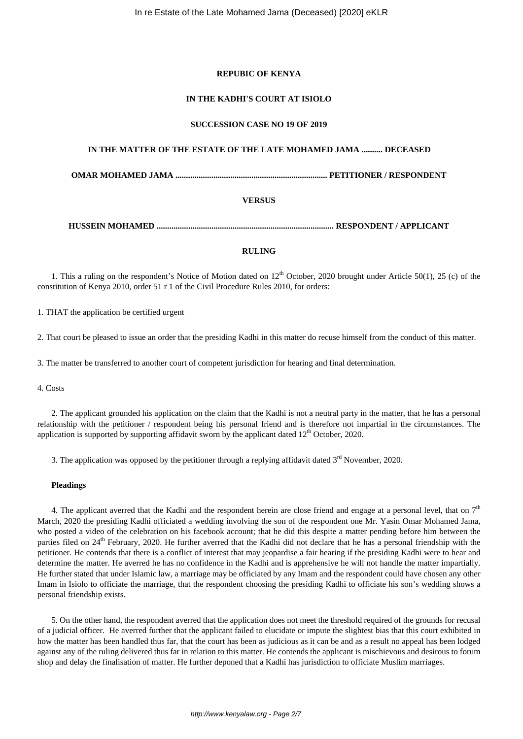**REPUBIC OF KENYA**

**IN THE KADHI'S COURT AT ISIOLO**

**SUCCESSION CASE NO 19 OF 2019**

**IN THE MATTER OF THE ESTATE OF THE LATE MOHAMED JAMA .......... DECEASED**

**OMAR MOHAMED JAMA ........................................................................ PETITIONER / RESPONDENT**

**VERSUS**

**HUSSEIN MOHAMED .................................................................................... RESPONDENT / APPLICANT**

**RULING**

1. This a ruling on the respondent's Notice of Motion dated on 12th October, 2020 brought under Article 50(1), 25 (c) of the constitution of Kenya 2010, order 51 r 1 of the Civil Procedure Rules 2010, for orders:

1. THAT the application be certified urgent

2. That court be pleased to issue an order that the presiding Kadhi in this matter do recuse himself from the conduct of this matter.

3. The matter be transferred to another court of competent jurisdiction for hearing and final determination.

4. Costs

2. The applicant grounded his application on the claim that the Kadhi is not a neutral party in the matter, that he has a personal relationship with the petitioner / respondent being his personal friend and is therefore not impartial in the circumstances. The application is supported by supporting affidavit sworn by the applicant dated 12th October, 2020.

3. The application was opposed by the petitioner through a replying affidavit dated 3rd November, 2020.

**Pleadings**

4. The applicant averred that the Kadhi and the respondent herein are close friend and engage at a personal level, that on 7th March, 2020 the presiding Kadhi officiated a wedding involving the son of the respondent one Mr. Yasin Omar Mohamed Jama, who posted a video of the celebration on his facebook account; that he did this despite a matter pending before him between the parties filed on 24th February, 2020. He further averred that the Kadhi did not declare that he has a personal friendship with the petitioner. He contends that there is a conflict of interest that may jeopardise a fair hearing if the presiding Kadhi were to hear and determine the matter. He averred he has no confidence in the Kadhi and is apprehensive he will not handle the matter impartially. He further stated that under Islamic law, a marriage may be officiated by any Imam and the respondent could have chosen any other Imam in Isiolo to officiate the marriage, that the respondent choosing the presiding Kadhi to officiate his son's wedding shows a personal friendship exists.

5. On the other hand, the respondent averred that the application does not meet the threshold required of the grounds for recusal of a judicial officer. He averred further that the applicant failed to elucidate or impute the slightest bias that this court exhibited in how the matter has been handled thus far, that the court has been as judicious as it can be and as a result no appeal has been lodged against any of the ruling delivered thus far in relation to this matter. He contends the applicant is mischievous and desirous to forum shop and delay the finalisation of matter. He further deponed that a Kadhi has jurisdiction to officiate Muslim marriages.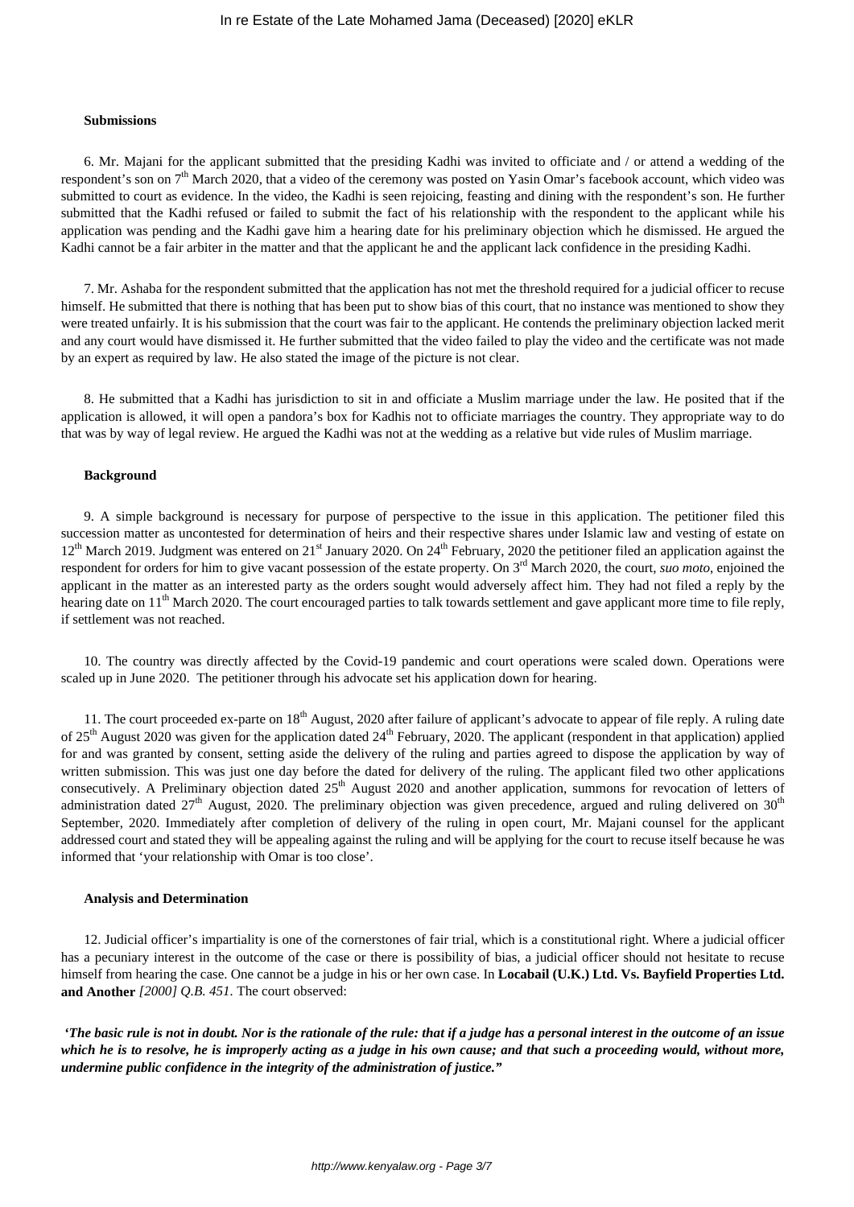**Submissions**

6. Mr. Majani for the applicant submitted that the presiding Kadhi was invited to officiate and / or attend a wedding of the respondent's son on 7th March 2020, that a video of the ceremony was posted on Yasin Omar's facebook account, which video was submitted to court as evidence. In the video, the Kadhi is seen rejoicing, feasting and dining with the respondent's son. He further submitted that the Kadhi refused or failed to submit the fact of his relationship with the respondent to the applicant while his application was pending and the Kadhi gave him a hearing date for his preliminary objection which he dismissed. He argued the Kadhi cannot be a fair arbiter in the matter and that the applicant he and the applicant lack confidence in the presiding Kadhi.

7. Mr. Ashaba for the respondent submitted that the application has not met the threshold required for a judicial officer to recuse himself. He submitted that there is nothing that has been put to show bias of this court, that no instance was mentioned to show they were treated unfairly. It is his submission that the court was fair to the applicant. He contends the preliminary objection lacked merit and any court would have dismissed it. He further submitted that the video failed to play the video and the certificate was not made by an expert as required by law. He also stated the image of the picture is not clear.

8. He submitted that a Kadhi has jurisdiction to sit in and officiate a Muslim marriage under the law. He posited that if the application is allowed, it will open a pandora's box for Kadhis not to officiate marriages the country. They appropriate way to do that was by way of legal review. He argued the Kadhi was not at the wedding as a relative but vide rules of Muslim marriage.

**Background**

9. A simple background is necessary for purpose of perspective to the issue in this application. The petitioner filed this succession matter as uncontested for determination of heirs and their respective shares under Islamic law and vesting of estate on 12th March 2019. Judgment was entered on 21st January 2020. On 24th February, 2020 the petitioner filed an application against the respondent for orders for him to give vacant possession of the estate property. On 3rd March 2020, the court, *suo moto*, enjoined the applicant in the matter as an interested party as the orders sought would adversely affect him. They had not filed a reply by the hearing date on 11th March 2020. The court encouraged parties to talk towards settlement and gave applicant more time to file reply, if settlement was not reached.

10. The country was directly affected by the Covid-19 pandemic and court operations were scaled down. Operations were scaled up in June 2020. The petitioner through his advocate set his application down for hearing.

11. The court proceeded ex-parte on 18th August, 2020 after failure of applicant's advocate to appear of file reply. A ruling date of 25th August 2020 was given for the application dated 24th February, 2020. The applicant (respondent in that application) applied for and was granted by consent, setting aside the delivery of the ruling and parties agreed to dispose the application by way of written submission. This was just one day before the dated for delivery of the ruling. The applicant filed two other applications consecutively. A Preliminary objection dated 25th August 2020 and another application, summons for revocation of letters of administration dated 27th August, 2020. The preliminary objection was given precedence, argued and ruling delivered on 30th September, 2020. Immediately after completion of delivery of the ruling in open court, Mr. Majani counsel for the applicant addressed court and stated they will be appealing against the ruling and will be applying for the court to recuse itself because he was informed that 'your relationship with Omar is too close'.

**Analysis and Determination**

12. Judicial officer's impartiality is one of the cornerstones of fair trial, which is a constitutional right. Where a judicial officer has a pecuniary interest in the outcome of the case or there is possibility of bias, a judicial officer should not hesitate to recuse himself from hearing the case. One cannot be a judge in his or her own case. In **Locabail (U.K.) Ltd. Vs. Bayfield Properties Ltd. and Another** *[2000] Q.B. 451.* The court observed:

***'The basic rule is not in doubt. Nor is the rationale of the rule: that if a judge has a personal interest in the outcome of an issue which he is to resolve, he is improperly acting as a judge in his own cause; and that such a proceeding would, without more, undermine public confidence in the integrity of the administration of justice."***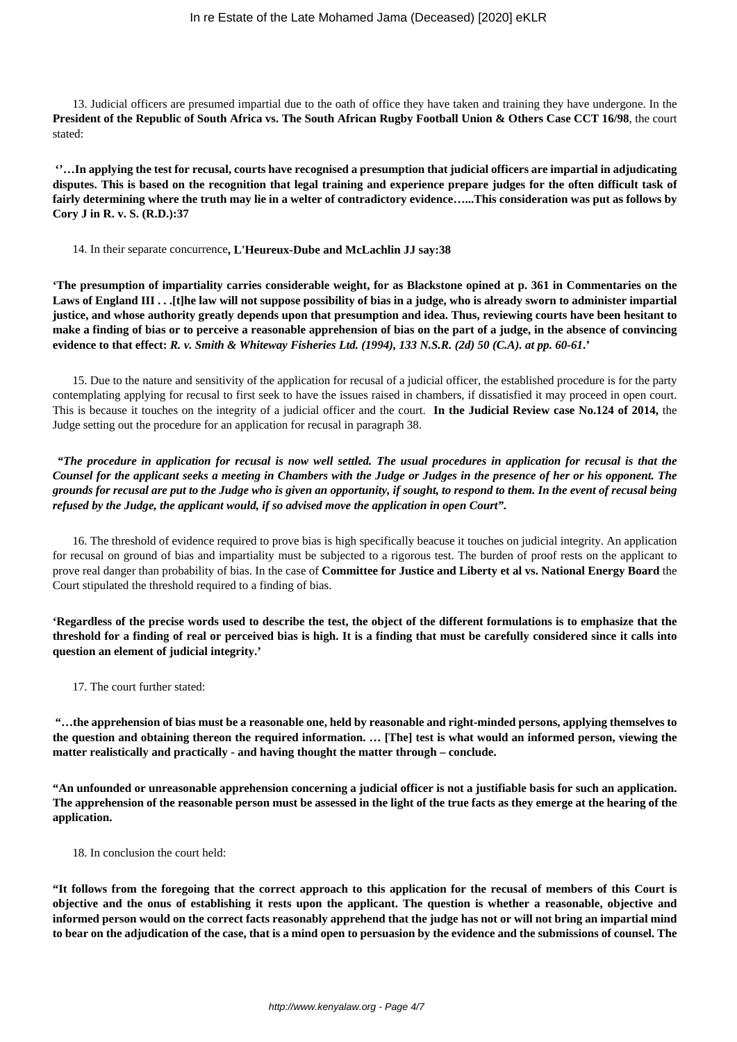13. Judicial officers are presumed impartial due to the oath of office they have taken and training they have undergone. In the **President of the Republic of South Africa vs. The South African Rugby Football Union & Others Case CCT 16/98**, the court stated:

**''…In applying the test for recusal, courts have recognised a presumption that judicial officers are impartial in adjudicating disputes. This is based on the recognition that legal training and experience prepare judges for the often difficult task of fairly determining where the truth may lie in a welter of contradictory evidence…...This consideration was put as follows by Cory J in R. v. S. (R.D.):37**

14. In their separate concurrence**, L'Heureux-Dube and McLachlin JJ say:38**

**'The presumption of impartiality carries considerable weight, for as Blackstone opined at p. 361 in Commentaries on the Laws of England III . . .[t]he law will not suppose possibility of bias in a judge, who is already sworn to administer impartial justice, and whose authority greatly depends upon that presumption and idea. Thus, reviewing courts have been hesitant to make a finding of bias or to perceive a reasonable apprehension of bias on the part of a judge, in the absence of convincing evidence to that effect: *R. v. Smith & Whiteway Fisheries Ltd. (1994), 133 N.S.R. (2d) 50 (C.A). at pp. 60-61*.'**

15. Due to the nature and sensitivity of the application for recusal of a judicial officer, the established procedure is for the party contemplating applying for recusal to first seek to have the issues raised in chambers, if dissatisfied it may proceed in open court. This is because it touches on the integrity of a judicial officer and the court. **In the Judicial Review case No.124 of 2014,** the Judge setting out the procedure for an application for recusal in paragraph 38.

***"The procedure in application for recusal is now well settled. The usual procedures in application for recusal is that the Counsel for the applicant seeks a meeting in Chambers with the Judge or Judges in the presence of her or his opponent. The grounds for recusal are put to the Judge who is given an opportunity, if sought, to respond to them. In the event of recusal being refused by the Judge, the applicant would, if so advised move the application in open Court".***

16. The threshold of evidence required to prove bias is high specifically beacuse it touches on judicial integrity. An application for recusal on ground of bias and impartiality must be subjected to a rigorous test. The burden of proof rests on the applicant to prove real danger than probability of bias. In the case of **Committee for Justice and Liberty et al vs. National Energy Board** the Court stipulated the threshold required to a finding of bias.

**'Regardless of the precise words used to describe the test, the object of the different formulations is to emphasize that the threshold for a finding of real or perceived bias is high. It is a finding that must be carefully considered since it calls into question an element of judicial integrity.'**

17. The court further stated:

**"…the apprehension of bias must be a reasonable one, held by reasonable and right-minded persons, applying themselves to the question and obtaining thereon the required information. … [The] test is what would an informed person, viewing the matter realistically and practically - and having thought the matter through – conclude.**

**"An unfounded or unreasonable apprehension concerning a judicial officer is not a justifiable basis for such an application. The apprehension of the reasonable person must be assessed in the light of the true facts as they emerge at the hearing of the application.**

18. In conclusion the court held:

**"It follows from the foregoing that the correct approach to this application for the recusal of members of this Court is objective and the onus of establishing it rests upon the applicant. The question is whether a reasonable, objective and informed person would on the correct facts reasonably apprehend that the judge has not or will not bring an impartial mind to bear on the adjudication of the case, that is a mind open to persuasion by the evidence and the submissions of counsel. The**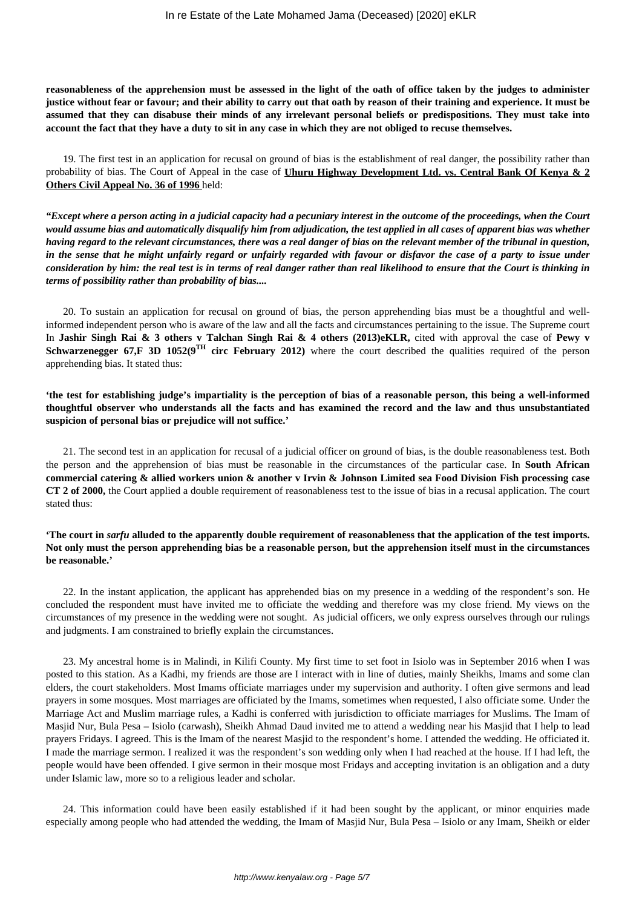**reasonableness of the apprehension must be assessed in the light of the oath of office taken by the judges to administer justice without fear or favour; and their ability to carry out that oath by reason of their training and experience. It must be assumed that they can disabuse their minds of any irrelevant personal beliefs or predispositions. They must take into account the fact that they have a duty to sit in any case in which they are not obliged to recuse themselves.**

19. The first test in an application for recusal on ground of bias is the establishment of real danger, the possibility rather than probability of bias. The Court of Appeal in the case of **Uhuru Highway Development Ltd. vs. Central Bank Of Kenya & 2 Others Civil Appeal No. 36 of 1996** held:

***"Except where a person acting in a judicial capacity had a pecuniary interest in the outcome of the proceedings, when the Court would assume bias and automatically disqualify him from adjudication, the test applied in all cases of apparent bias was whether having regard to the relevant circumstances, there was a real danger of bias on the relevant member of the tribunal in question, in the sense that he might unfairly regard or unfairly regarded with favour or disfavor the case of a party to issue under consideration by him: the real test is in terms of real danger rather than real likelihood to ensure that the Court is thinking in terms of possibility rather than probability of bias....***

20. To sustain an application for recusal on ground of bias, the person apprehending bias must be a thoughtful and well-informed independent person who is aware of the law and all the facts and circumstances pertaining to the issue. The Supreme court In **Jashir Singh Rai & 3 others v Talchan Singh Rai & 4 others (2013)eKLR,** cited with approval the case of **Pewy v Schwarzenegger 67,F 3D 1052(9TH circ February 2012)** where the court described the qualities required of the person apprehending bias. It stated thus:

**'the test for establishing judge's impartiality is the perception of bias of a reasonable person, this being a well-informed thoughtful observer who understands all the facts and has examined the record and the law and thus unsubstantiated suspicion of personal bias or prejudice will not suffice.'**

21. The second test in an application for recusal of a judicial officer on ground of bias, is the double reasonableness test. Both the person and the apprehension of bias must be reasonable in the circumstances of the particular case. In **South African commercial catering & allied workers union & another v Irvin & Johnson Limited sea Food Division Fish processing case CT 2 of 2000,** the Court applied a double requirement of reasonableness test to the issue of bias in a recusal application. The court stated thus:

**'The court in *sarfu* alluded to the apparently double requirement of reasonableness that the application of the test imports. Not only must the person apprehending bias be a reasonable person, but the apprehension itself must in the circumstances be reasonable.'**

22. In the instant application, the applicant has apprehended bias on my presence in a wedding of the respondent's son. He concluded the respondent must have invited me to officiate the wedding and therefore was my close friend. My views on the circumstances of my presence in the wedding were not sought. As judicial officers, we only express ourselves through our rulings and judgments. I am constrained to briefly explain the circumstances.

23. My ancestral home is in Malindi, in Kilifi County. My first time to set foot in Isiolo was in September 2016 when I was posted to this station. As a Kadhi, my friends are those are I interact with in line of duties, mainly Sheikhs, Imams and some clan elders, the court stakeholders. Most Imams officiate marriages under my supervision and authority. I often give sermons and lead prayers in some mosques. Most marriages are officiated by the Imams, sometimes when requested, I also officiate some. Under the Marriage Act and Muslim marriage rules, a Kadhi is conferred with jurisdiction to officiate marriages for Muslims. The Imam of Masjid Nur, Bula Pesa – Isiolo (carwash), Sheikh Ahmad Daud invited me to attend a wedding near his Masjid that I help to lead prayers Fridays. I agreed. This is the Imam of the nearest Masjid to the respondent's home. I attended the wedding. He officiated it. I made the marriage sermon. I realized it was the respondent's son wedding only when I had reached at the house. If I had left, the people would have been offended. I give sermon in their mosque most Fridays and accepting invitation is an obligation and a duty under Islamic law, more so to a religious leader and scholar.

24. This information could have been easily established if it had been sought by the applicant, or minor enquiries made especially among people who had attended the wedding, the Imam of Masjid Nur, Bula Pesa – Isiolo or any Imam, Sheikh or elder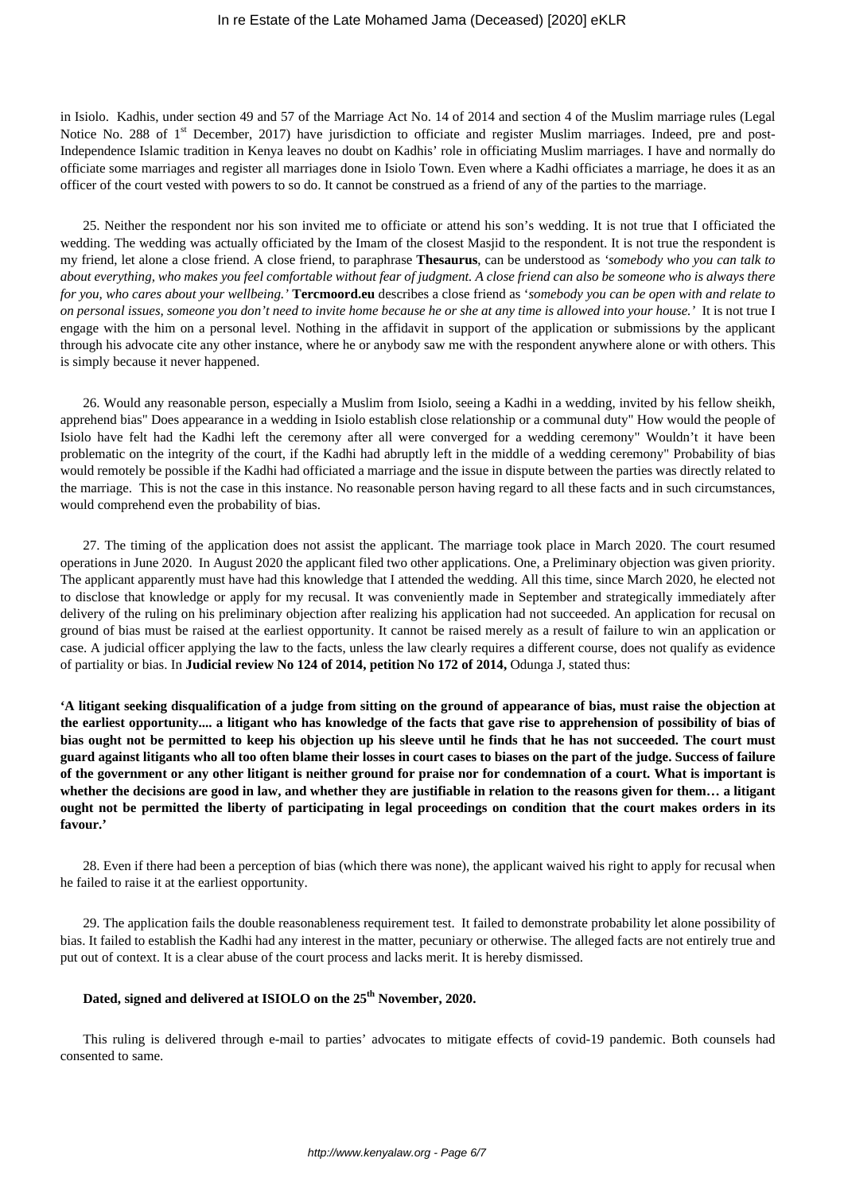in Isiolo. Kadhis, under section 49 and 57 of the Marriage Act No. 14 of 2014 and section 4 of the Muslim marriage rules (Legal Notice No. 288 of 1st December, 2017) have jurisdiction to officiate and register Muslim marriages. Indeed, pre and post-Independence Islamic tradition in Kenya leaves no doubt on Kadhis' role in officiating Muslim marriages. I have and normally do officiate some marriages and register all marriages done in Isiolo Town. Even where a Kadhi officiates a marriage, he does it as an officer of the court vested with powers to so do. It cannot be construed as a friend of any of the parties to the marriage.

25. Neither the respondent nor his son invited me to officiate or attend his son's wedding. It is not true that I officiated the wedding. The wedding was actually officiated by the Imam of the closest Masjid to the respondent. It is not true the respondent is my friend, let alone a close friend. A close friend, to paraphrase **Thesaurus**, can be understood as *'somebody who you can talk to about everything, who makes you feel comfortable without fear of judgment. A close friend can also be someone who is always there for you, who cares about your wellbeing.'* **Tercmoord.eu** describes a close friend as '*somebody you can be open with and relate to on personal issues, someone you don't need to invite home because he or she at any time is allowed into your house.'* It is not true I engage with the him on a personal level. Nothing in the affidavit in support of the application or submissions by the applicant through his advocate cite any other instance, where he or anybody saw me with the respondent anywhere alone or with others. This is simply because it never happened.

26. Would any reasonable person, especially a Muslim from Isiolo, seeing a Kadhi in a wedding, invited by his fellow sheikh, apprehend bias" Does appearance in a wedding in Isiolo establish close relationship or a communal duty" How would the people of Isiolo have felt had the Kadhi left the ceremony after all were converged for a wedding ceremony" Wouldn't it have been problematic on the integrity of the court, if the Kadhi had abruptly left in the middle of a wedding ceremony" Probability of bias would remotely be possible if the Kadhi had officiated a marriage and the issue in dispute between the parties was directly related to the marriage. This is not the case in this instance. No reasonable person having regard to all these facts and in such circumstances, would comprehend even the probability of bias.

27. The timing of the application does not assist the applicant. The marriage took place in March 2020. The court resumed operations in June 2020. In August 2020 the applicant filed two other applications. One, a Preliminary objection was given priority. The applicant apparently must have had this knowledge that I attended the wedding. All this time, since March 2020, he elected not to disclose that knowledge or apply for my recusal. It was conveniently made in September and strategically immediately after delivery of the ruling on his preliminary objection after realizing his application had not succeeded. An application for recusal on ground of bias must be raised at the earliest opportunity. It cannot be raised merely as a result of failure to win an application or case. A judicial officer applying the law to the facts, unless the law clearly requires a different course, does not qualify as evidence of partiality or bias. In **Judicial review No 124 of 2014, petition No 172 of 2014,** Odunga J, stated thus:

**'A litigant seeking disqualification of a judge from sitting on the ground of appearance of bias, must raise the objection at the earliest opportunity.... a litigant who has knowledge of the facts that gave rise to apprehension of possibility of bias of bias ought not be permitted to keep his objection up his sleeve until he finds that he has not succeeded. The court must guard against litigants who all too often blame their losses in court cases to biases on the part of the judge. Success of failure of the government or any other litigant is neither ground for praise nor for condemnation of a court. What is important is whether the decisions are good in law, and whether they are justifiable in relation to the reasons given for them… a litigant ought not be permitted the liberty of participating in legal proceedings on condition that the court makes orders in its favour.'**

28. Even if there had been a perception of bias (which there was none), the applicant waived his right to apply for recusal when he failed to raise it at the earliest opportunity.

29. The application fails the double reasonableness requirement test. It failed to demonstrate probability let alone possibility of bias. It failed to establish the Kadhi had any interest in the matter, pecuniary or otherwise. The alleged facts are not entirely true and put out of context. It is a clear abuse of the court process and lacks merit. It is hereby dismissed.

**Dated, signed and delivered at ISIOLO on the 25th November, 2020.**

This ruling is delivered through e-mail to parties' advocates to mitigate effects of covid-19 pandemic. Both counsels had consented to same.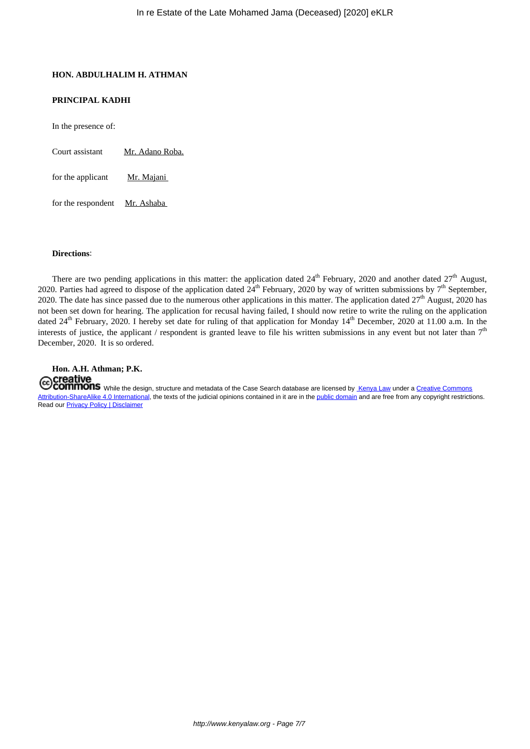**HON. ABDULHALIM H. ATHMAN**

**PRINCIPAL KADHI**

In the presence of:

Court assistant Mr. Adano Roba.

for the applicant Mr. Majani

for the respondent Mr. Ashaba

**Directions**:

There are two pending applications in this matter: the application dated 24th February, 2020 and another dated 27th August, 2020. Parties had agreed to dispose of the application dated 24th February, 2020 by way of written submissions by 7th September, 2020. The date has since passed due to the numerous other applications in this matter. The application dated 27th August, 2020 has not been set down for hearing. The application for recusal having failed, I should now retire to write the ruling on the application dated 24th February, 2020. I hereby set date for ruling of that application for Monday 14th December, 2020 at 11.00 a.m. In the interests of justice, the applicant / respondent is granted leave to file his written submissions in any event but not later than 7th December, 2020. It is so ordered.

**Hon. A.H. Athman; P.K.**

While the design, structure and metadata of the Case Search database are licensed by Kenya Law under a Creative Commons Attribution-ShareAlike 4.0 International, the texts of the judicial opinions contained in it are in the public domain and are free from any copyright restrictions. Read our Privacy Policy | Disclaimer